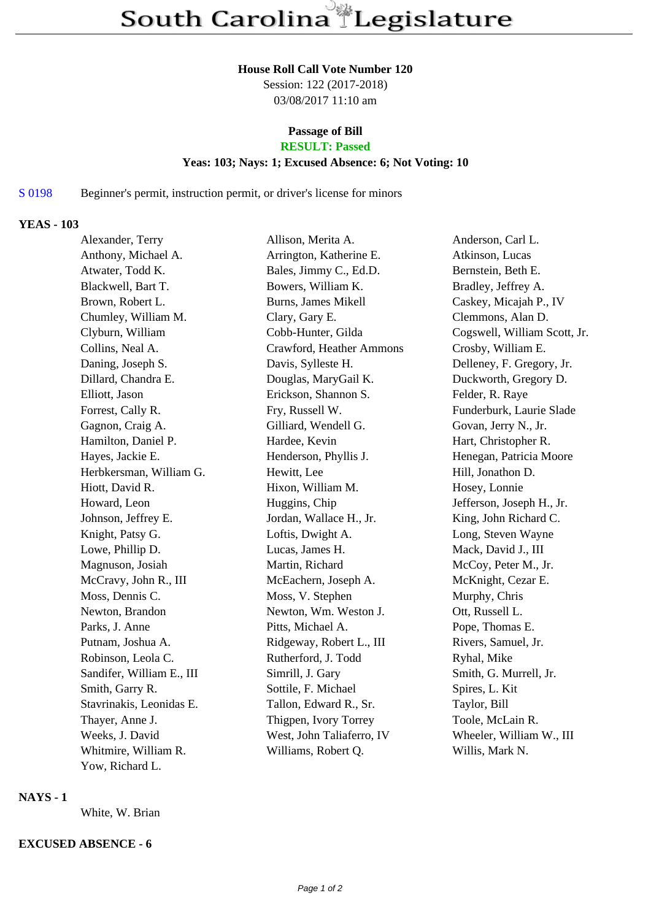# South Carolina Legislature

**House Roll Call Vote Number 120**
Session: 122 (2017-2018)
03/08/2017 11:10 am

**Passage of Bill**
**RESULT: Passed**
**Yeas: 103; Nays: 1; Excused Absence: 6; Not Voting: 10**

S 0198 Beginner's permit, instruction permit, or driver's license for minors

**YEAS - 103**

| | | |
|---|---|---|
| Alexander, Terry | Allison, Merita A. | Anderson, Carl L. |
| Anthony, Michael A. | Arrington, Katherine E. | Atkinson, Lucas |
| Atwater, Todd K. | Bales, Jimmy C., Ed.D. | Bernstein, Beth E. |
| Blackwell, Bart T. | Bowers, William K. | Bradley, Jeffrey A. |
| Brown, Robert L. | Burns, James Mikell | Caskey, Micajah P., IV |
| Chumley, William M. | Clary, Gary E. | Clemmons, Alan D. |
| Clyburn, William | Cobb-Hunter, Gilda | Cogswell, William Scott, Jr. |
| Collins, Neal A. | Crawford, Heather Ammons | Crosby, William E. |
| Daning, Joseph S. | Davis, Sylleste H. | Delleney, F. Gregory, Jr. |
| Dillard, Chandra E. | Douglas, MaryGail K. | Duckworth, Gregory D. |
| Elliott, Jason | Erickson, Shannon S. | Felder, R. Raye |
| Forrest, Cally R. | Fry, Russell W. | Funderburk, Laurie Slade |
| Gagnon, Craig A. | Gilliard, Wendell G. | Govan, Jerry N., Jr. |
| Hamilton, Daniel P. | Hardee, Kevin | Hart, Christopher R. |
| Hayes, Jackie E. | Henderson, Phyllis J. | Henegan, Patricia Moore |
| Herbkersman, William G. | Hewitt, Lee | Hill, Jonathon D. |
| Hiott, David R. | Hixon, William M. | Hosey, Lonnie |
| Howard, Leon | Huggins, Chip | Jefferson, Joseph H., Jr. |
| Johnson, Jeffrey E. | Jordan, Wallace H., Jr. | King, John Richard C. |
| Knight, Patsy G. | Loftis, Dwight A. | Long, Steven Wayne |
| Lowe, Phillip D. | Lucas, James H. | Mack, David J., III |
| Magnuson, Josiah | Martin, Richard | McCoy, Peter M., Jr. |
| McCravy, John R., III | McEachern, Joseph A. | McKnight, Cezar E. |
| Moss, Dennis C. | Moss, V. Stephen | Murphy, Chris |
| Newton, Brandon | Newton, Wm. Weston J. | Ott, Russell L. |
| Parks, J. Anne | Pitts, Michael A. | Pope, Thomas E. |
| Putnam, Joshua A. | Ridgeway, Robert L., III | Rivers, Samuel, Jr. |
| Robinson, Leola C. | Rutherford, J. Todd | Ryhal, Mike |
| Sandifer, William E., III | Simrill, J. Gary | Smith, G. Murrell, Jr. |
| Smith, Garry R. | Sottile, F. Michael | Spires, L. Kit |
| Stavrinakis, Leonidas E. | Tallon, Edward R., Sr. | Taylor, Bill |
| Thayer, Anne J. | Thigpen, Ivory Torrey | Toole, McLain R. |
| Weeks, J. David | West, John Taliaferro, IV | Wheeler, William W., III |
| Whitmire, William R. | Williams, Robert Q. | Willis, Mark N. |
| Yow, Richard L. | | |

**NAYS - 1**

White, W. Brian

**EXCUSED ABSENCE - 6**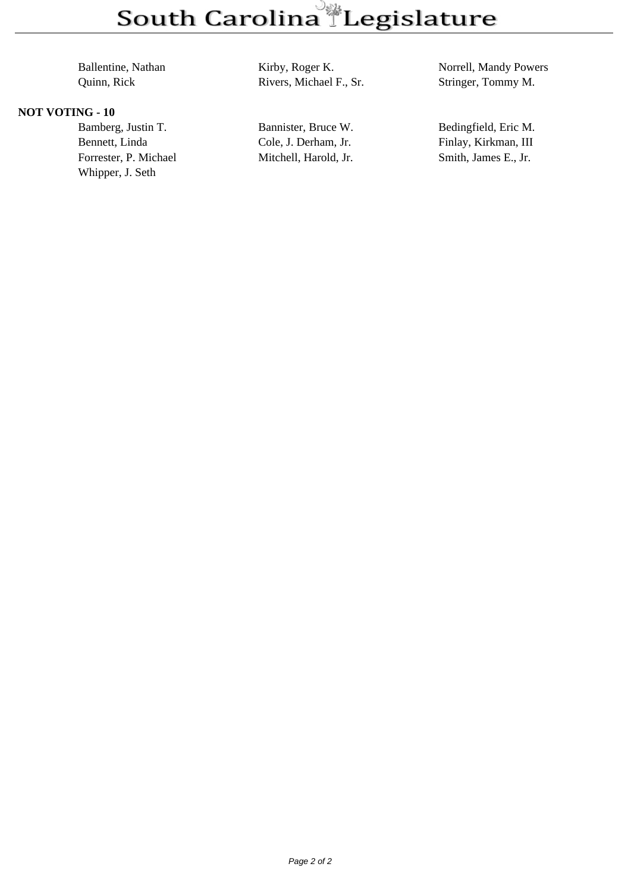| | | |
|---|---|---|
| Ballentine, Nathan | Kirby, Roger K. | Norrell, Mandy Powers |
| Quinn, Rick | Rivers, Michael F., Sr. | Stringer, Tommy M. |

**NOT VOTING - 10**

| | | |
|---|---|---|
| Bamberg, Justin T. | Bannister, Bruce W. | Bedingfield, Eric M. |
| Bennett, Linda | Cole, J. Derham, Jr. | Finlay, Kirkman, III |
| Forrester, P. Michael | Mitchell, Harold, Jr. | Smith, James E., Jr. |
| Whipper, J. Seth | | |